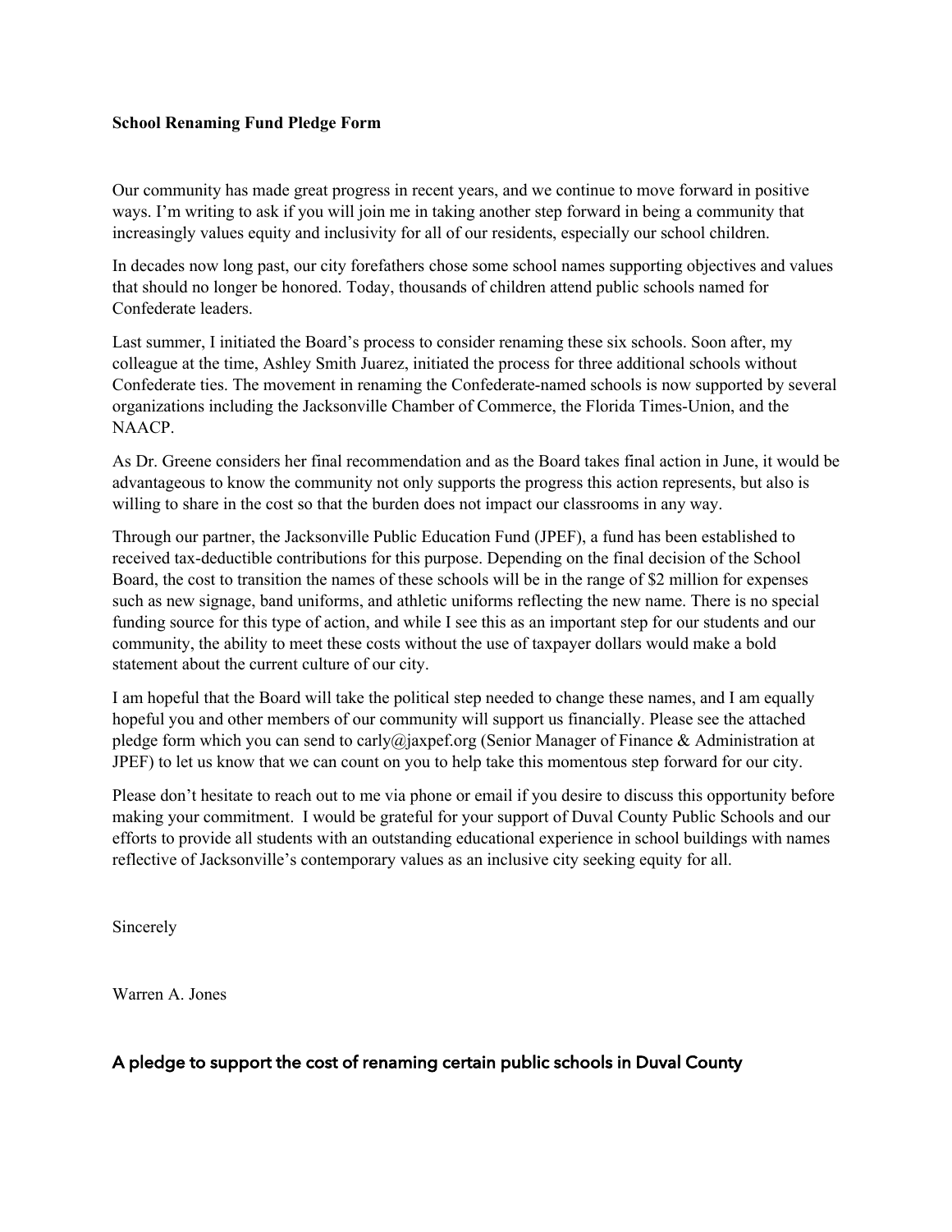**School Renaming Fund Pledge Form**

Our community has made great progress in recent years, and we continue to move forward in positive ways. I'm writing to ask if you will join me in taking another step forward in being a community that increasingly values equity and inclusivity for all of our residents, especially our school children.

In decades now long past, our city forefathers chose some school names supporting objectives and values that should no longer be honored. Today, thousands of children attend public schools named for Confederate leaders.

Last summer, I initiated the Board's process to consider renaming these six schools. Soon after, my colleague at the time, Ashley Smith Juarez, initiated the process for three additional schools without Confederate ties. The movement in renaming the Confederate-named schools is now supported by several organizations including the Jacksonville Chamber of Commerce, the Florida Times-Union, and the NAACP.

As Dr. Greene considers her final recommendation and as the Board takes final action in June, it would be advantageous to know the community not only supports the progress this action represents, but also is willing to share in the cost so that the burden does not impact our classrooms in any way.

Through our partner, the Jacksonville Public Education Fund (JPEF), a fund has been established to received tax-deductible contributions for this purpose. Depending on the final decision of the School Board, the cost to transition the names of these schools will be in the range of $2 million for expenses such as new signage, band uniforms, and athletic uniforms reflecting the new name. There is no special funding source for this type of action, and while I see this as an important step for our students and our community, the ability to meet these costs without the use of taxpayer dollars would make a bold statement about the current culture of our city.

I am hopeful that the Board will take the political step needed to change these names, and I am equally hopeful you and other members of our community will support us financially. Please see the attached pledge form which you can send to carly@jaxpef.org (Senior Manager of Finance & Administration at JPEF) to let us know that we can count on you to help take this momentous step forward for our city.

Please don't hesitate to reach out to me via phone or email if you desire to discuss this opportunity before making your commitment. I would be grateful for your support of Duval County Public Schools and our efforts to provide all students with an outstanding educational experience in school buildings with names reflective of Jacksonville's contemporary values as an inclusive city seeking equity for all.

Sincerely

Warren A. Jones

## A pledge to support the cost of renaming certain public schools in Duval County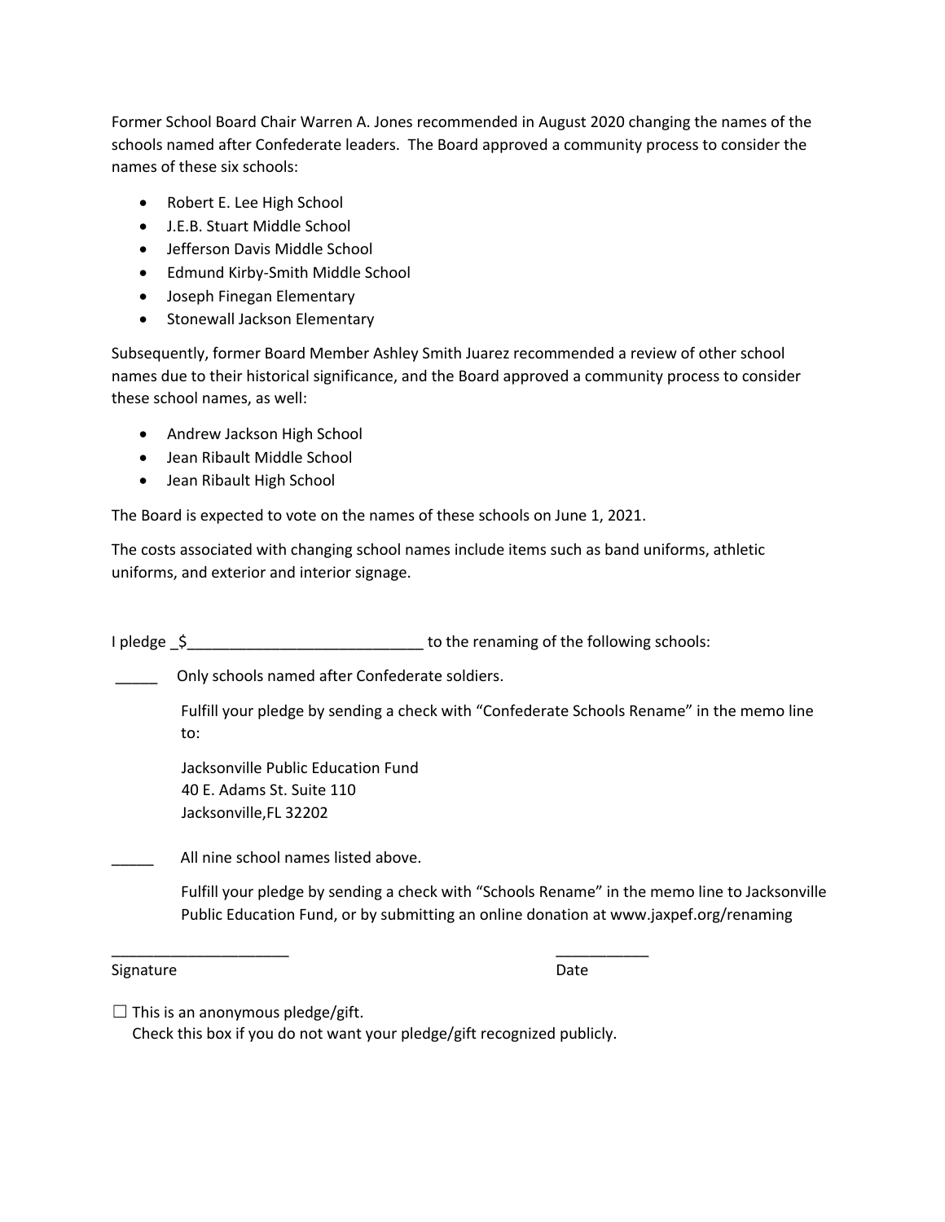Former School Board Chair Warren A. Jones recommended in August 2020 changing the names of the schools named after Confederate leaders. The Board approved a community process to consider the names of these six schools:

- Robert E. Lee High School
- J.E.B. Stuart Middle School
- Jefferson Davis Middle School
- Edmund Kirby-Smith Middle School
- Joseph Finegan Elementary
- Stonewall Jackson Elementary

Subsequently, former Board Member Ashley Smith Juarez recommended a review of other school names due to their historical significance, and the Board approved a community process to consider these school names, as well:

- Andrew Jackson High School
- Jean Ribault Middle School
- Jean Ribault High School

The Board is expected to vote on the names of these schools on June 1, 2021.

The costs associated with changing school names include items such as band uniforms, athletic uniforms, and exterior and interior signage.

I pledge _$____________________________ to the renaming of the following schools:

_____ Only schools named after Confederate soldiers.

Fulfill your pledge by sending a check with "Confederate Schools Rename" in the memo line to:

Jacksonville Public Education Fund
40 E. Adams St. Suite 110
Jacksonville,FL 32202

_____ All nine school names listed above.

Fulfill your pledge by sending a check with "Schools Rename" in the memo line to Jacksonville Public Education Fund, or by submitting an online donation at www.jaxpef.org/renaming

______________________ ___________
Signature Date

☐ This is an anonymous pledge/gift.
Check this box if you do not want your pledge/gift recognized publicly.